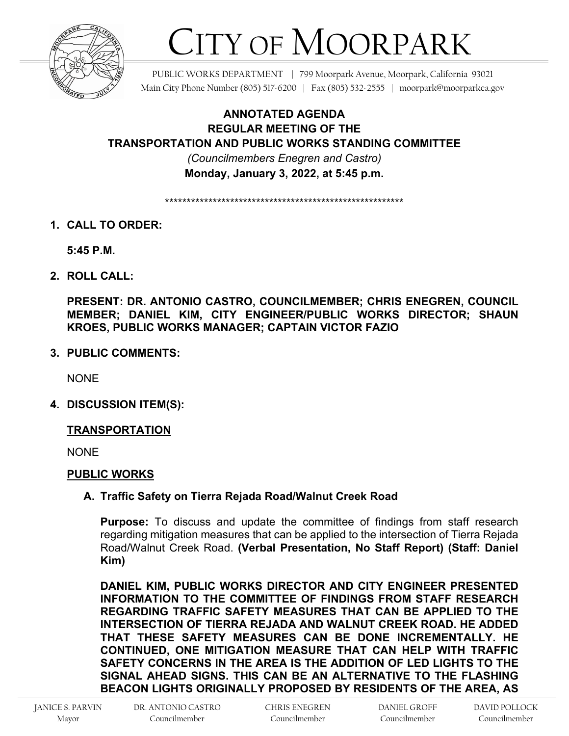# CITY OF MOORPARK

PUBLIC WORKS DEPARTMENT | 799 Moorpark Avenue, Moorpark, California 93021
Main City Phone Number (805) 517-6200 | Fax (805) 532-2555 | moorpark@moorparkca.gov

## ANNOTATED AGENDA
## REGULAR MEETING OF THE
## TRANSPORTATION AND PUBLIC WORKS STANDING COMMITTEE

*(Councilmembers Enegren and Castro)*

**Monday, January 3, 2022, at 5:45 p.m.**

\*\*\*\*\*\*\*\*\*\*\*\*\*\*\*\*\*\*\*\*\*\*\*\*\*\*\*\*\*\*\*\*\*\*\*\*\*\*\*\*\*\*\*\*\*\*\*\*\*\*\*\*\*\*\*\*\*\*\*\*

1. **CALL TO ORDER:**

   **5:45 P.M.**

2. **ROLL CALL:**

   **PRESENT: DR. ANTONIO CASTRO, COUNCILMEMBER; CHRIS ENEGREN, COUNCIL MEMBER; DANIEL KIM, CITY ENGINEER/PUBLIC WORKS DIRECTOR; SHAUN KROES, PUBLIC WORKS MANAGER; CAPTAIN VICTOR FAZIO**

3. **PUBLIC COMMENTS:**

   NONE

4. **DISCUSSION ITEM(S):**

   **TRANSPORTATION**

   NONE

   **PUBLIC WORKS**

   **A. Traffic Safety on Tierra Rejada Road/Walnut Creek Road**

   **Purpose:** To discuss and update the committee of findings from staff research regarding mitigation measures that can be applied to the intersection of Tierra Rejada Road/Walnut Creek Road. **(Verbal Presentation, No Staff Report) (Staff: Daniel Kim)**

   **DANIEL KIM, PUBLIC WORKS DIRECTOR AND CITY ENGINEER PRESENTED INFORMATION TO THE COMMITTEE OF FINDINGS FROM STAFF RESEARCH REGARDING TRAFFIC SAFETY MEASURES THAT CAN BE APPLIED TO THE INTERSECTION OF TIERRA REJADA AND WALNUT CREEK ROAD. HE ADDED THAT THESE SAFETY MEASURES CAN BE DONE INCREMENTALLY. HE CONTINUED, ONE MITIGATION MEASURE THAT CAN HELP WITH TRAFFIC SAFETY CONCERNS IN THE AREA IS THE ADDITION OF LED LIGHTS TO THE SIGNAL AHEAD SIGNS. THIS CAN BE AN ALTERNATIVE TO THE FLASHING BEACON LIGHTS ORIGINALLY PROPOSED BY RESIDENTS OF THE AREA, AS**

JANICE S. PARVIN, Mayor | DR. ANTONIO CASTRO, Councilmember | CHRIS ENEGREN, Councilmember | DANIEL GROFF, Councilmember | DAVID POLLOCK, Councilmember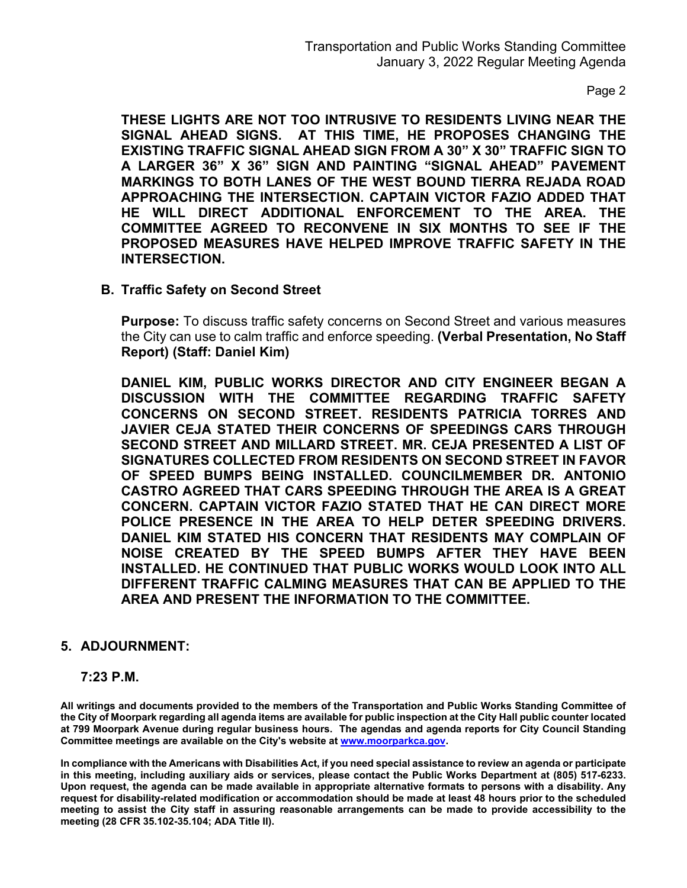**THESE LIGHTS ARE NOT TOO INTRUSIVE TO RESIDENTS LIVING NEAR THE SIGNAL AHEAD SIGNS. AT THIS TIME, HE PROPOSES CHANGING THE EXISTING TRAFFIC SIGNAL AHEAD SIGN FROM A 30" X 30" TRAFFIC SIGN TO A LARGER 36" X 36" SIGN AND PAINTING "SIGNAL AHEAD" PAVEMENT MARKINGS TO BOTH LANES OF THE WEST BOUND TIERRA REJADA ROAD APPROACHING THE INTERSECTION. CAPTAIN VICTOR FAZIO ADDED THAT HE WILL DIRECT ADDITIONAL ENFORCEMENT TO THE AREA. THE COMMITTEE AGREED TO RECONVENE IN SIX MONTHS TO SEE IF THE PROPOSED MEASURES HAVE HELPED IMPROVE TRAFFIC SAFETY IN THE INTERSECTION.**

**B. Traffic Safety on Second Street**

**Purpose:** To discuss traffic safety concerns on Second Street and various measures the City can use to calm traffic and enforce speeding. **(Verbal Presentation, No Staff Report) (Staff: Daniel Kim)**

**DANIEL KIM, PUBLIC WORKS DIRECTOR AND CITY ENGINEER BEGAN A DISCUSSION WITH THE COMMITTEE REGARDING TRAFFIC SAFETY CONCERNS ON SECOND STREET. RESIDENTS PATRICIA TORRES AND JAVIER CEJA STATED THEIR CONCERNS OF SPEEDINGS CARS THROUGH SECOND STREET AND MILLARD STREET. MR. CEJA PRESENTED A LIST OF SIGNATURES COLLECTED FROM RESIDENTS ON SECOND STREET IN FAVOR OF SPEED BUMPS BEING INSTALLED. COUNCILMEMBER DR. ANTONIO CASTRO AGREED THAT CARS SPEEDING THROUGH THE AREA IS A GREAT CONCERN. CAPTAIN VICTOR FAZIO STATED THAT HE CAN DIRECT MORE POLICE PRESENCE IN THE AREA TO HELP DETER SPEEDING DRIVERS. DANIEL KIM STATED HIS CONCERN THAT RESIDENTS MAY COMPLAIN OF NOISE CREATED BY THE SPEED BUMPS AFTER THEY HAVE BEEN INSTALLED. HE CONTINUED THAT PUBLIC WORKS WOULD LOOK INTO ALL DIFFERENT TRAFFIC CALMING MEASURES THAT CAN BE APPLIED TO THE AREA AND PRESENT THE INFORMATION TO THE COMMITTEE.**

## 5. ADJOURNMENT:

**7:23 P.M.**

**All writings and documents provided to the members of the Transportation and Public Works Standing Committee of the City of Moorpark regarding all agenda items are available for public inspection at the City Hall public counter located at 799 Moorpark Avenue during regular business hours. The agendas and agenda reports for City Council Standing Committee meetings are available on the City's website at [www.moorparkca.gov](www.moorparkca.gov).**

**In compliance with the Americans with Disabilities Act, if you need special assistance to review an agenda or participate in this meeting, including auxiliary aids or services, please contact the Public Works Department at (805) 517-6233. Upon request, the agenda can be made available in appropriate alternative formats to persons with a disability. Any request for disability-related modification or accommodation should be made at least 48 hours prior to the scheduled meeting to assist the City staff in assuring reasonable arrangements can be made to provide accessibility to the meeting (28 CFR 35.102-35.104; ADA Title II).**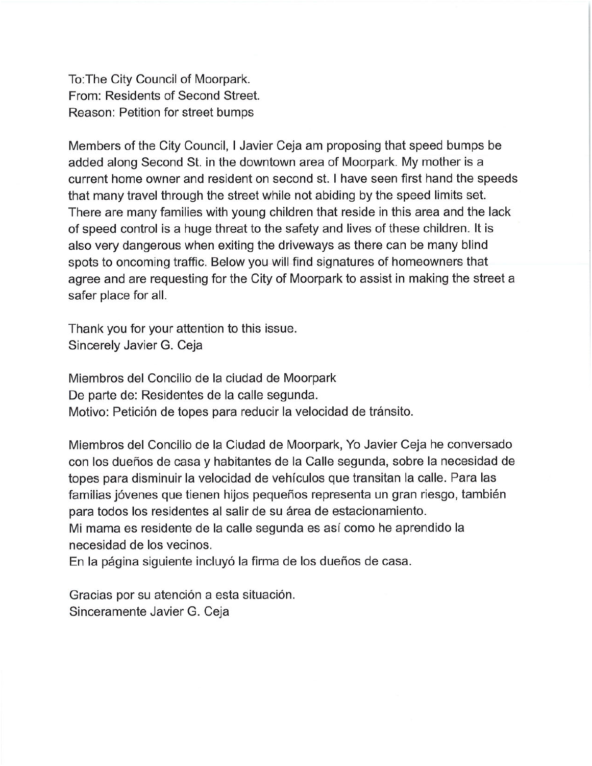To:The City Council of Moorpark.
From: Residents of Second Street.
Reason: Petition for street bumps

Members of the City Council, I Javier Ceja am proposing that speed bumps be added along Second St. in the downtown area of Moorpark. My mother is a current home owner and resident on second st. I have seen first hand the speeds that many travel through the street while not abiding by the speed limits set. There are many families with young children that reside in this area and the lack of speed control is a huge threat to the safety and lives of these children. It is also very dangerous when exiting the driveways as there can be many blind spots to oncoming traffic. Below you will find signatures of homeowners that agree and are requesting for the City of Moorpark to assist in making the street a safer place for all.

Thank you for your attention to this issue.
Sincerely Javier G. Ceja

Miembros del Concilio de la ciudad de Moorpark
De parte de: Residentes de la calle segunda.
Motivo: Petición de topes para reducir la velocidad de tránsito.

Miembros del Concilio de la Ciudad de Moorpark, Yo Javier Ceja he conversado con los dueños de casa y habitantes de la Calle segunda, sobre la necesidad de topes para disminuir la velocidad de vehículos que transitan la calle. Para las familias jóvenes que tienen hijos pequeños representa un gran riesgo, también para todos los residentes al salir de su área de estacionamiento.
Mi mama es residente de la calle segunda es así como he aprendido la necesidad de los vecinos.
En la página siguiente incluyó la firma de los dueños de casa.

Gracias por su atención a esta situación.
Sinceramente Javier G. Ceja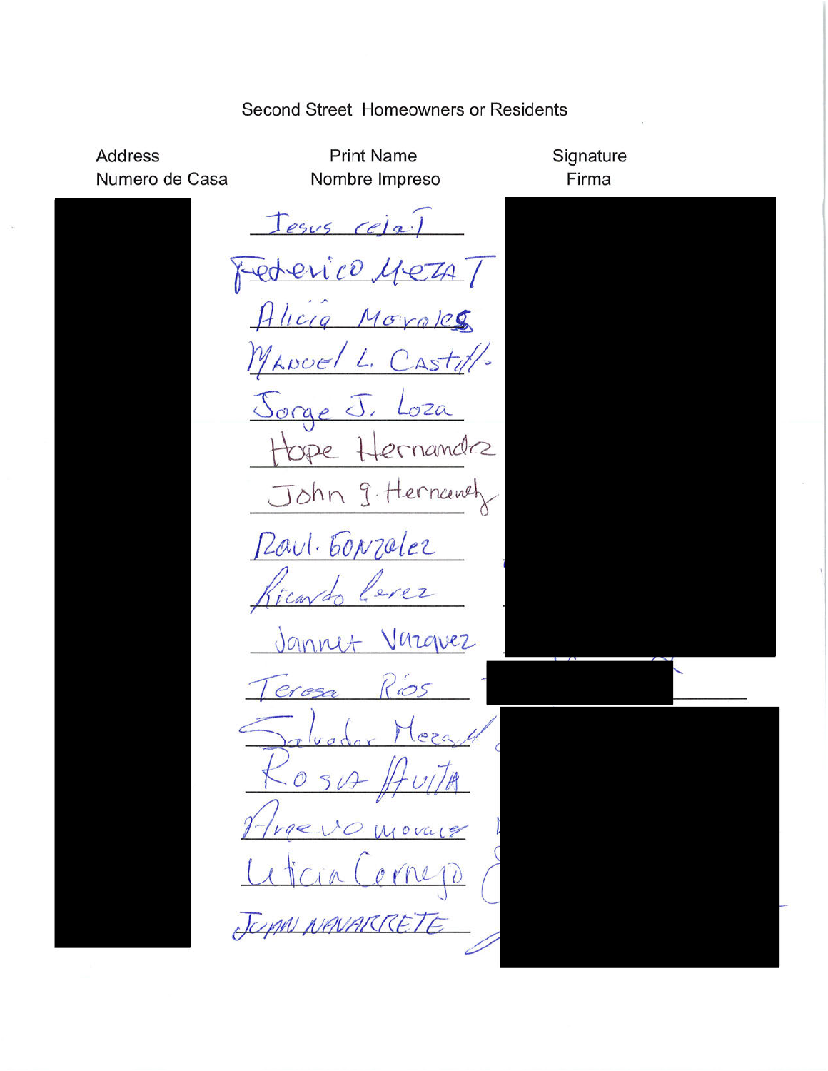Second Street Homeowners or Residents

| Address<br>Numero de Casa | Print Name<br>Nombre Impreso | Signature<br>Firma |
|---|---|---|
| | Jesus Ceja T | |
| | Federico Meza T | |
| | Alicia Morales | |
| | Manuel L. Castillo | |
| | Jorge J. Loza | |
| | Hope Hernandez | |
| | John G. Hernandez | |
| | Raul Gonzalez | |
| | Ricardo Perez | |
| | Jannet Vazquez | |
| | Teresa Ríos | |
| | Salvador Meza | |
| | Rosa Avila | |
| | Arqevo Morales | |
| | Leticia Cornejo | |
| | JUAN NAVARRETE | |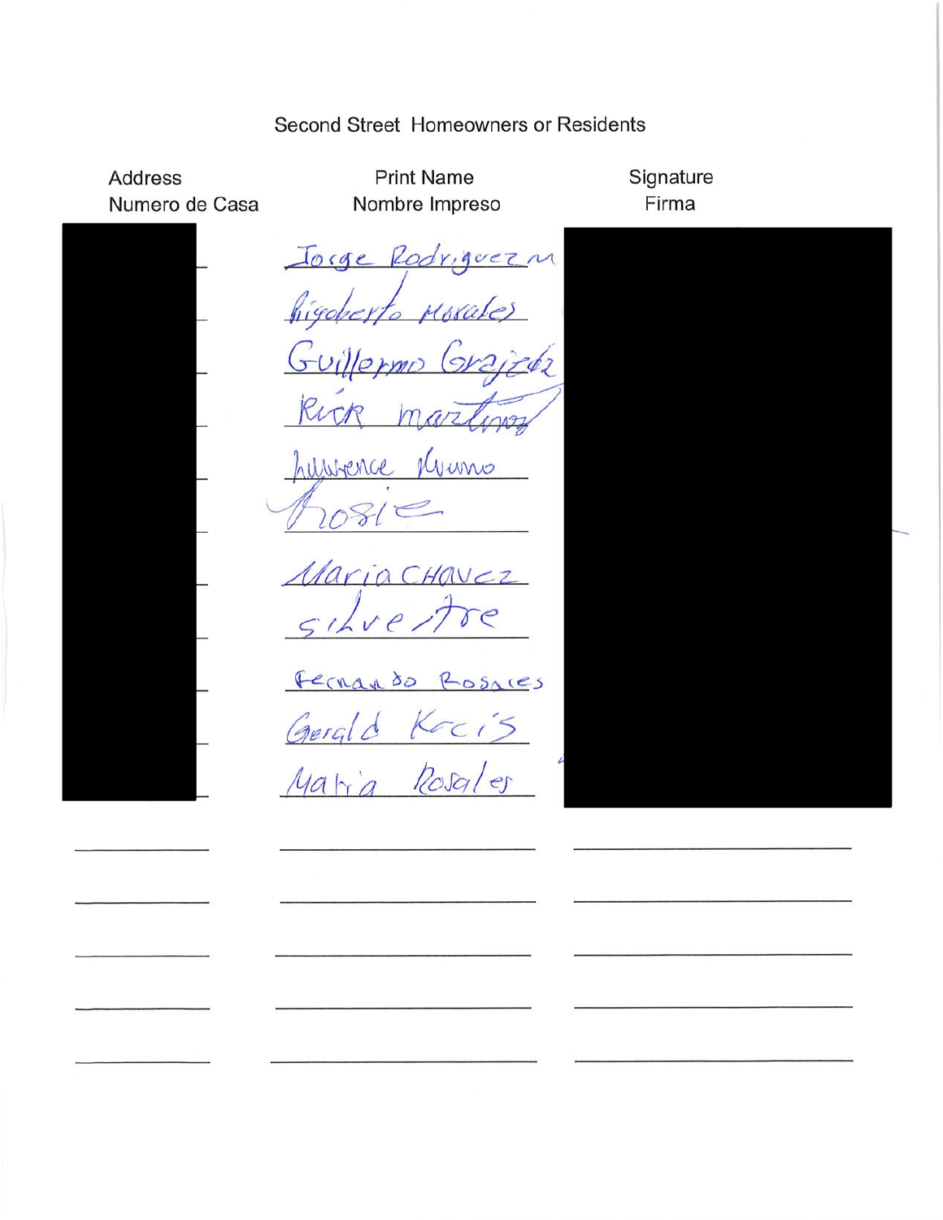Second Street Homeowners or Residents

| Address<br>Numero de Casa | Print Name<br>Nombre Impreso | Signature<br>Firma |
|---|---|---|
| | Jorge Rodriguez M | |
| | Rigoberto Morales | |
| | Guillermo Grajeda | |
| | Rick Martinez | |
| | Lawrence Nuno | |
| | Rosie | |
| | Maria CHAVEZ | |
| | silvestre | |
| | Fernando Rosales | |
| | Gerald Kocis | |
| | Maria Rosales | |
| | | |
| | | |
| | | |
| | | |
| | | |